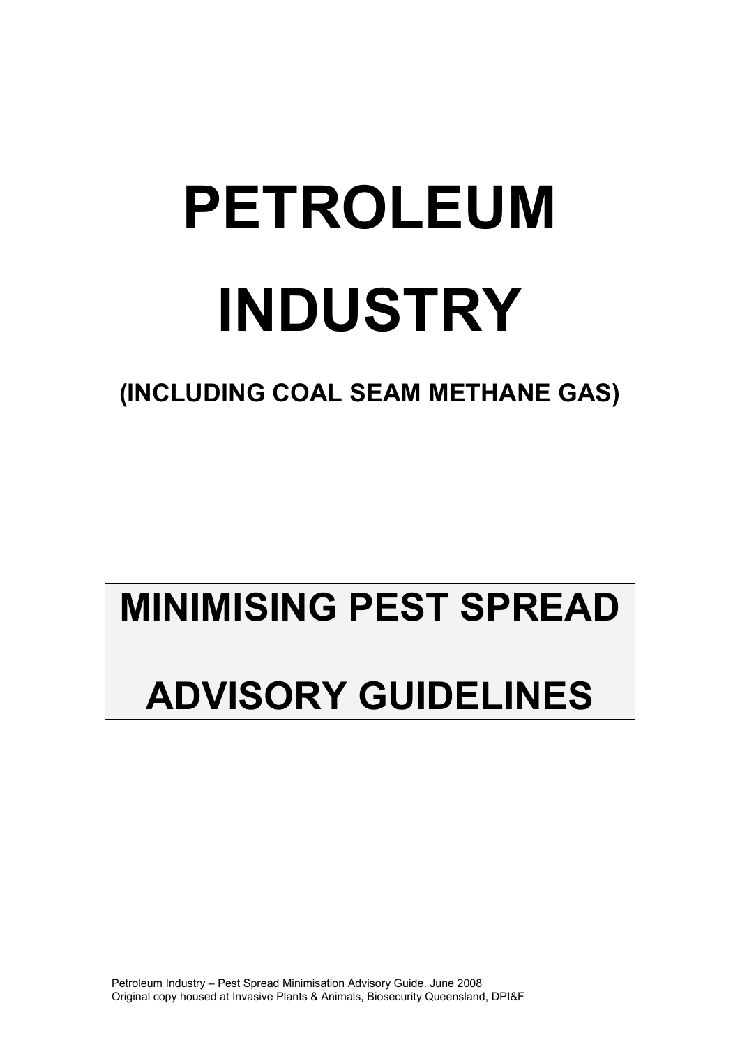# PETROLEUM INDUSTRY

## (INCLUDING COAL SEAM METHANE GAS)

# MINIMISING PEST SPREAD ADVISORY GUIDELINES

Petroleum Industry – Pest Spread Minimisation Advisory Guide. June 2008
Original copy housed at Invasive Plants & Animals, Biosecurity Queensland, DPI&F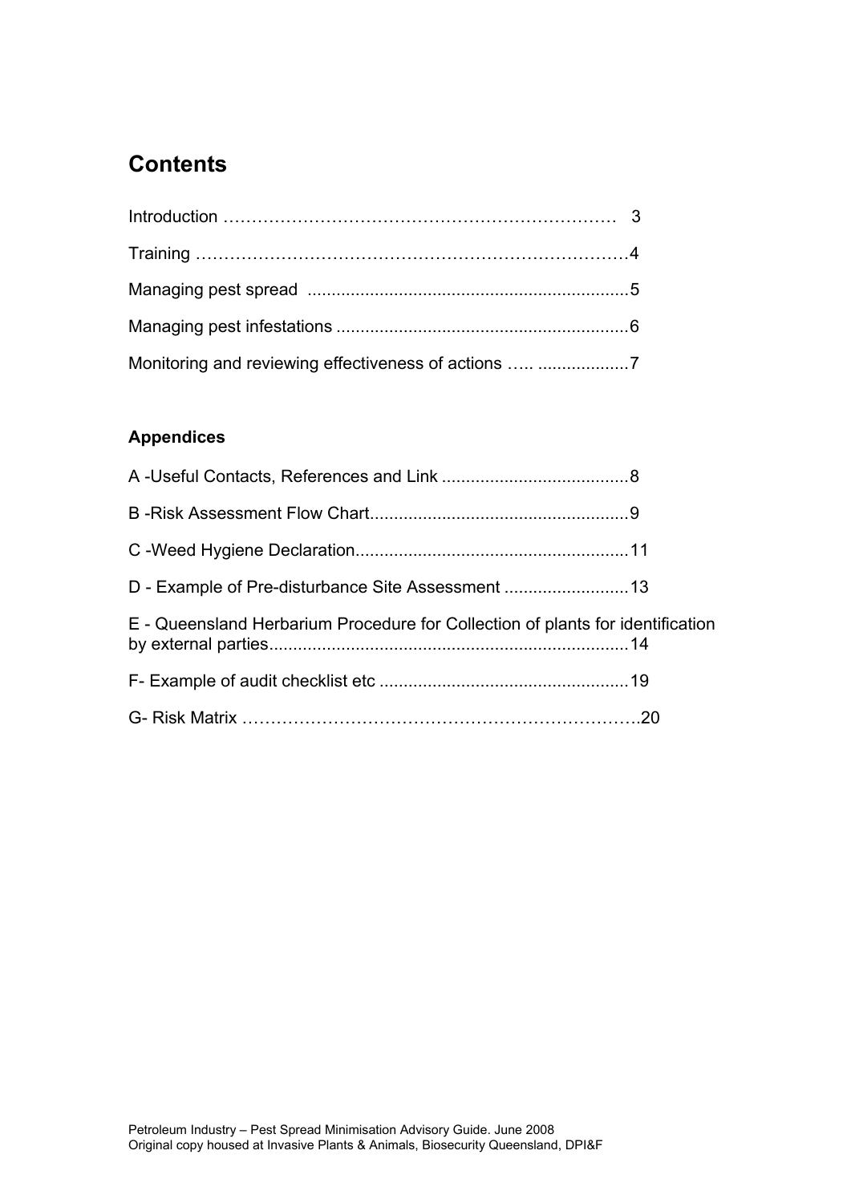# Contents

Introduction ………………………………………………………… 3

Training ………………………………………………………………4

Managing pest spread .................................................................5

Managing pest infestations ...........................................................6

Monitoring and reviewing effectiveness of actions ….. ..................7

### Appendices

A -Useful Contacts, References and Link .......................................8

B -Risk Assessment Flow Chart.....................................................9

C -Weed Hygiene Declaration........................................................11

D - Example of Pre-disturbance Site Assessment ..........................13

E - Queensland Herbarium Procedure for Collection of plants for identification by external parties..........................................................................14

F- Example of audit checklist etc ...................................................19

G- Risk Matrix ……………………………………………………….20

Petroleum Industry – Pest Spread Minimisation Advisory Guide. June 2008
Original copy housed at Invasive Plants & Animals, Biosecurity Queensland, DPI&F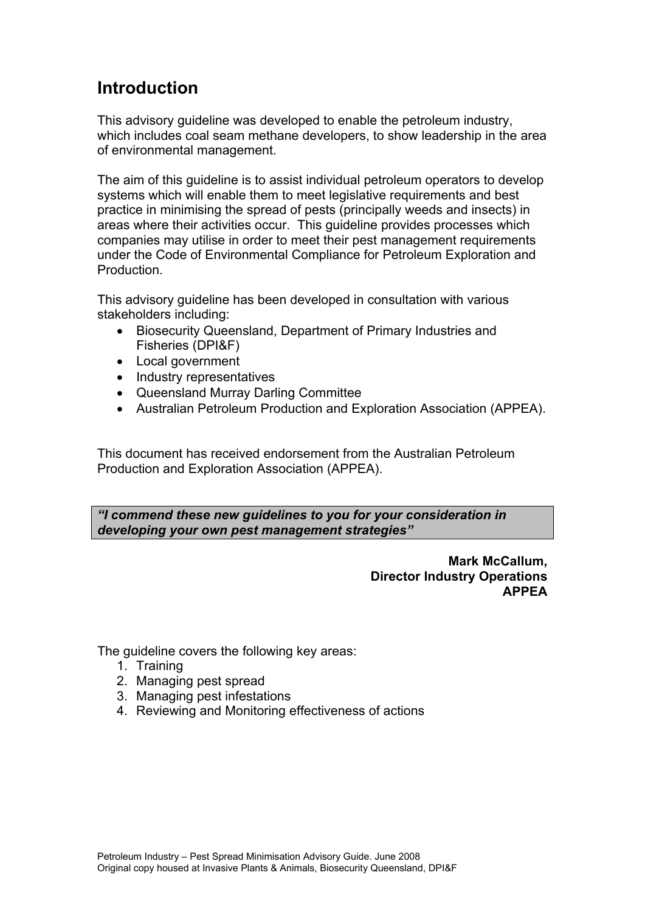## Introduction

This advisory guideline was developed to enable the petroleum industry, which includes coal seam methane developers, to show leadership in the area of environmental management.

The aim of this guideline is to assist individual petroleum operators to develop systems which will enable them to meet legislative requirements and best practice in minimising the spread of pests (principally weeds and insects) in areas where their activities occur. This guideline provides processes which companies may utilise in order to meet their pest management requirements under the Code of Environmental Compliance for Petroleum Exploration and Production.

This advisory guideline has been developed in consultation with various stakeholders including:

- Biosecurity Queensland, Department of Primary Industries and Fisheries (DPI&F)
- Local government
- Industry representatives
- Queensland Murray Darling Committee
- Australian Petroleum Production and Exploration Association (APPEA).

This document has received endorsement from the Australian Petroleum Production and Exploration Association (APPEA).

> ***"I commend these new guidelines to you for your consideration in developing your own pest management strategies"***

**Mark McCallum,**
**Director Industry Operations**
**APPEA**

The guideline covers the following key areas:

1. Training
2. Managing pest spread
3. Managing pest infestations
4. Reviewing and Monitoring effectiveness of actions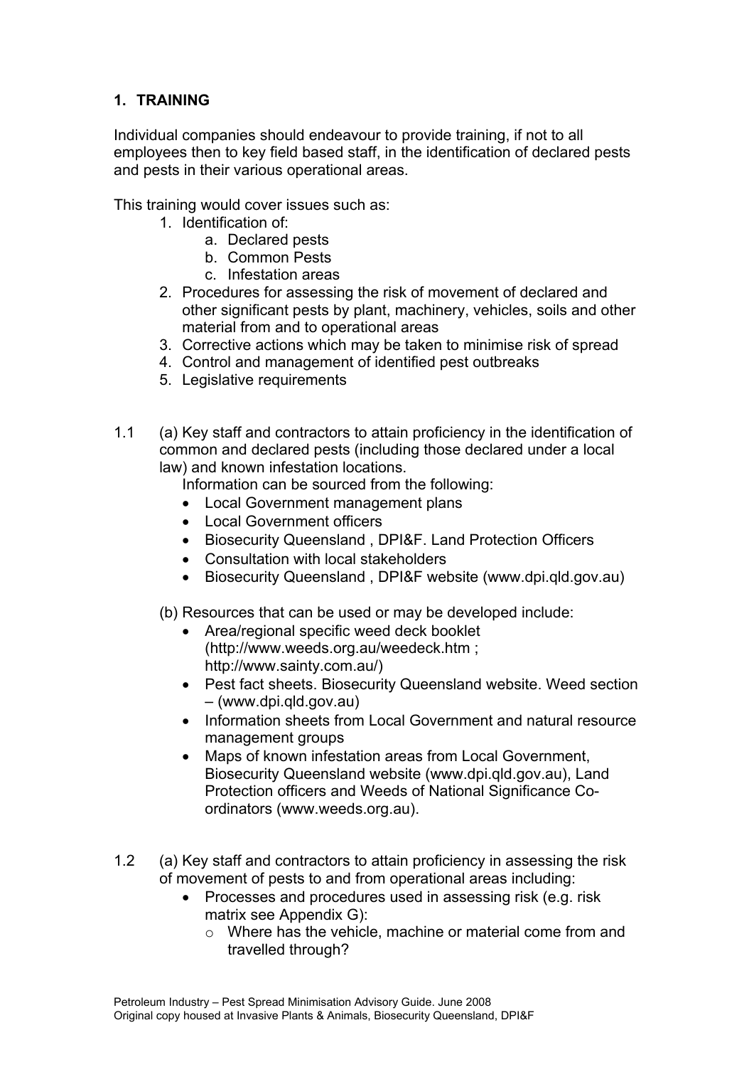## 1. TRAINING

Individual companies should endeavour to provide training, if not to all employees then to key field based staff, in the identification of declared pests and pests in their various operational areas.

This training would cover issues such as:

1. Identification of:
   a. Declared pests
   b. Common Pests
   c. Infestation areas
2. Procedures for assessing the risk of movement of declared and other significant pests by plant, machinery, vehicles, soils and other material from and to operational areas
3. Corrective actions which may be taken to minimise risk of spread
4. Control and management of identified pest outbreaks
5. Legislative requirements

1.1 (a) Key staff and contractors to attain proficiency in the identification of common and declared pests (including those declared under a local law) and known infestation locations.

Information can be sourced from the following:

- Local Government management plans
- Local Government officers
- Biosecurity Queensland , DPI&F. Land Protection Officers
- Consultation with local stakeholders
- Biosecurity Queensland , DPI&F website (www.dpi.qld.gov.au)

(b) Resources that can be used or may be developed include:

- Area/regional specific weed deck booklet (http://www.weeds.org.au/weedeck.htm ; http://www.sainty.com.au/)
- Pest fact sheets. Biosecurity Queensland website. Weed section – (www.dpi.qld.gov.au)
- Information sheets from Local Government and natural resource management groups
- Maps of known infestation areas from Local Government, Biosecurity Queensland website (www.dpi.qld.gov.au), Land Protection officers and Weeds of National Significance Co-ordinators (www.weeds.org.au).

1.2 (a) Key staff and contractors to attain proficiency in assessing the risk of movement of pests to and from operational areas including:

- Processes and procedures used in assessing risk (e.g. risk matrix see Appendix G):
  - Where has the vehicle, machine or material come from and travelled through?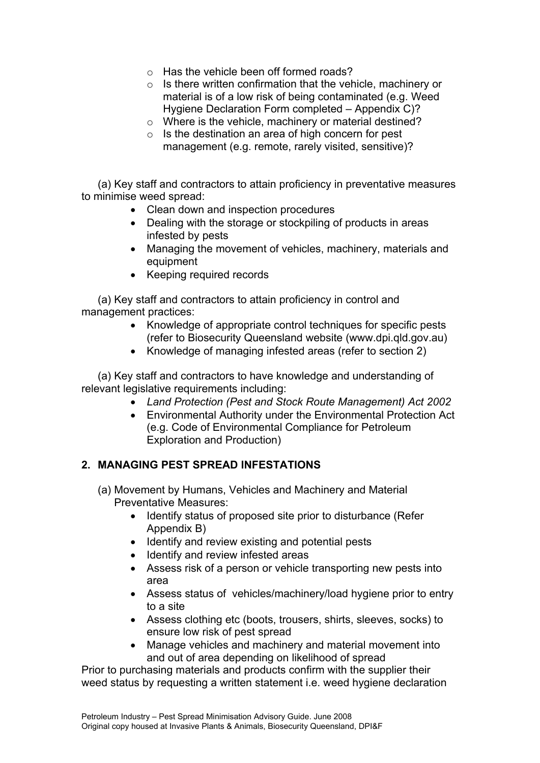- Has the vehicle been off formed roads?
- Is there written confirmation that the vehicle, machinery or material is of a low risk of being contaminated (e.g. Weed Hygiene Declaration Form completed – Appendix C)?
- Where is the vehicle, machinery or material destined?
- Is the destination an area of high concern for pest management (e.g. remote, rarely visited, sensitive)?

(a) Key staff and contractors to attain proficiency in preventative measures to minimise weed spread:

- Clean down and inspection procedures
- Dealing with the storage or stockpiling of products in areas infested by pests
- Managing the movement of vehicles, machinery, materials and equipment
- Keeping required records

(a) Key staff and contractors to attain proficiency in control and management practices:

- Knowledge of appropriate control techniques for specific pests (refer to Biosecurity Queensland website (www.dpi.qld.gov.au)
- Knowledge of managing infested areas (refer to section 2)

(a) Key staff and contractors to have knowledge and understanding of relevant legislative requirements including:

- *Land Protection (Pest and Stock Route Management) Act 2002*
- Environmental Authority under the Environmental Protection Act (e.g. Code of Environmental Compliance for Petroleum Exploration and Production)

## 2. MANAGING PEST SPREAD INFESTATIONS

(a) Movement by Humans, Vehicles and Machinery and Material Preventative Measures:

- Identify status of proposed site prior to disturbance (Refer Appendix B)
- Identify and review existing and potential pests
- Identify and review infested areas
- Assess risk of a person or vehicle transporting new pests into area
- Assess status of vehicles/machinery/load hygiene prior to entry to a site
- Assess clothing etc (boots, trousers, shirts, sleeves, socks) to ensure low risk of pest spread
- Manage vehicles and machinery and material movement into and out of area depending on likelihood of spread

Prior to purchasing materials and products confirm with the supplier their weed status by requesting a written statement i.e. weed hygiene declaration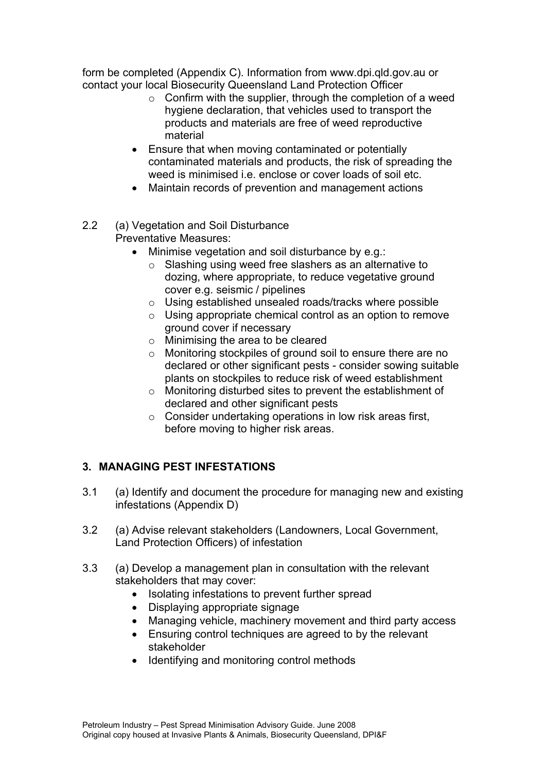form be completed (Appendix C). Information from www.dpi.qld.gov.au or contact your local Biosecurity Queensland Land Protection Officer

  - Confirm with the supplier, through the completion of a weed hygiene declaration, that vehicles used to transport the products and materials are free of weed reproductive material
- Ensure that when moving contaminated or potentially contaminated materials and products, the risk of spreading the weed is minimised i.e. enclose or cover loads of soil etc.
- Maintain records of prevention and management actions

2.2 (a) Vegetation and Soil Disturbance
Preventative Measures:

- Minimise vegetation and soil disturbance by e.g.:
  - Slashing using weed free slashers as an alternative to dozing, where appropriate, to reduce vegetative ground cover e.g. seismic / pipelines
  - Using established unsealed roads/tracks where possible
  - Using appropriate chemical control as an option to remove ground cover if necessary
  - Minimising the area to be cleared
  - Monitoring stockpiles of ground soil to ensure there are no declared or other significant pests - consider sowing suitable plants on stockpiles to reduce risk of weed establishment
  - Monitoring disturbed sites to prevent the establishment of declared and other significant pests
  - Consider undertaking operations in low risk areas first, before moving to higher risk areas.

## 3. MANAGING PEST INFESTATIONS

3.1 (a) Identify and document the procedure for managing new and existing infestations (Appendix D)

3.2 (a) Advise relevant stakeholders (Landowners, Local Government, Land Protection Officers) of infestation

3.3 (a) Develop a management plan in consultation with the relevant stakeholders that may cover:

- Isolating infestations to prevent further spread
- Displaying appropriate signage
- Managing vehicle, machinery movement and third party access
- Ensuring control techniques are agreed to by the relevant stakeholder
- Identifying and monitoring control methods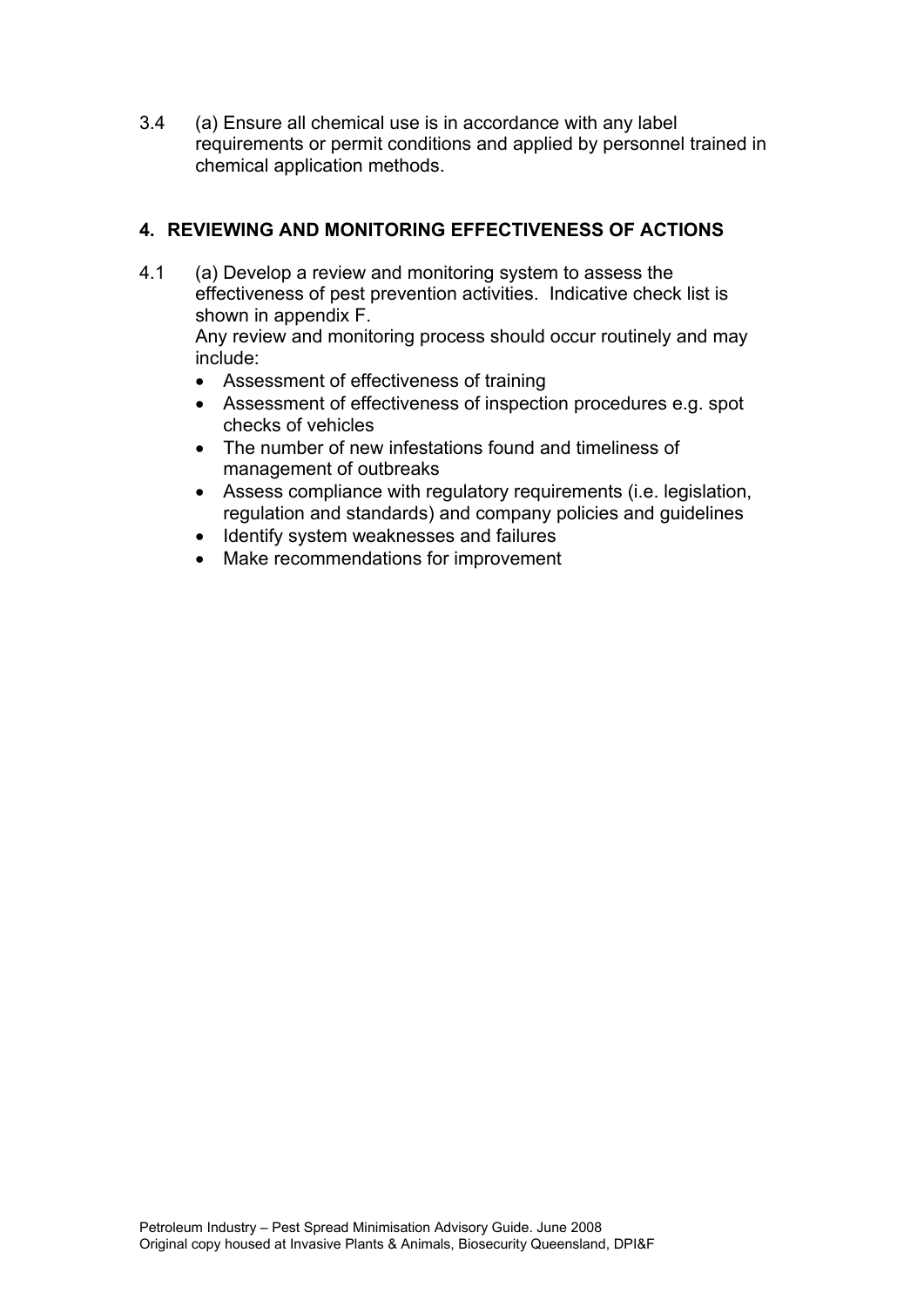3.4 (a) Ensure all chemical use is in accordance with any label requirements or permit conditions and applied by personnel trained in chemical application methods.

## 4. REVIEWING AND MONITORING EFFECTIVENESS OF ACTIONS

4.1 (a) Develop a review and monitoring system to assess the effectiveness of pest prevention activities. Indicative check list is shown in appendix F.
Any review and monitoring process should occur routinely and may include:

- Assessment of effectiveness of training
- Assessment of effectiveness of inspection procedures e.g. spot checks of vehicles
- The number of new infestations found and timeliness of management of outbreaks
- Assess compliance with regulatory requirements (i.e. legislation, regulation and standards) and company policies and guidelines
- Identify system weaknesses and failures
- Make recommendations for improvement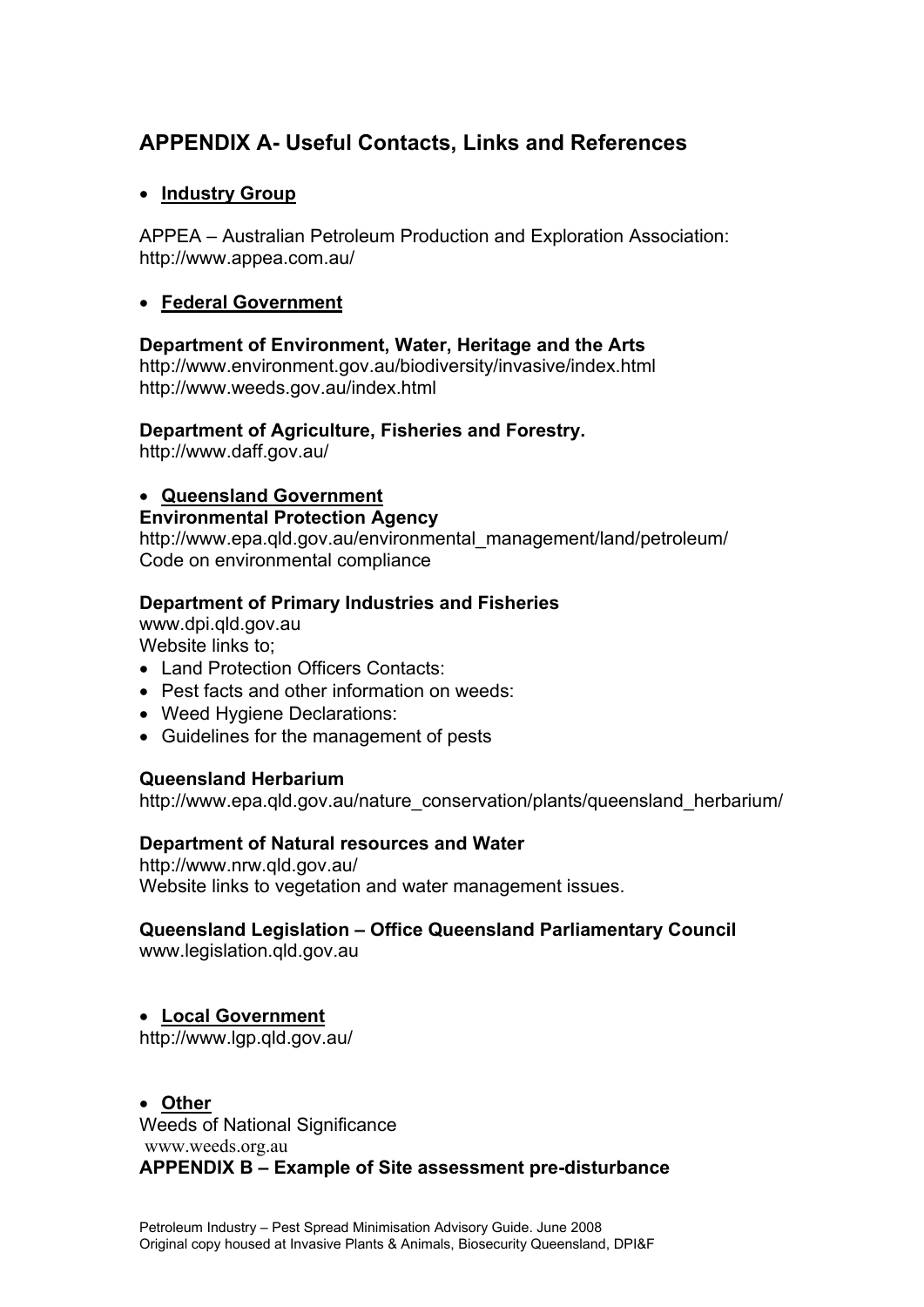## APPENDIX A- Useful Contacts, Links and References

- **Industry Group**

APPEA – Australian Petroleum Production and Exploration Association:
http://www.appea.com.au/

- **Federal Government**

**Department of Environment, Water, Heritage and the Arts**
http://www.environment.gov.au/biodiversity/invasive/index.html
http://www.weeds.gov.au/index.html

**Department of Agriculture, Fisheries and Forestry.**
http://www.daff.gov.au/

- **Queensland Government**

**Environmental Protection Agency**
http://www.epa.qld.gov.au/environmental_management/land/petroleum/
Code on environmental compliance

**Department of Primary Industries and Fisheries**
www.dpi.qld.gov.au
Website links to;

- Land Protection Officers Contacts:
- Pest facts and other information on weeds:
- Weed Hygiene Declarations:
- Guidelines for the management of pests

**Queensland Herbarium**
http://www.epa.qld.gov.au/nature_conservation/plants/queensland_herbarium/

**Department of Natural resources and Water**
http://www.nrw.qld.gov.au/
Website links to vegetation and water management issues.

**Queensland Legislation – Office Queensland Parliamentary Council**
www.legislation.qld.gov.au

- **Local Government**

http://www.lgp.qld.gov.au/

- **Other**

Weeds of National Significance
www.weeds.org.au

## APPENDIX B – Example of Site assessment pre-disturbance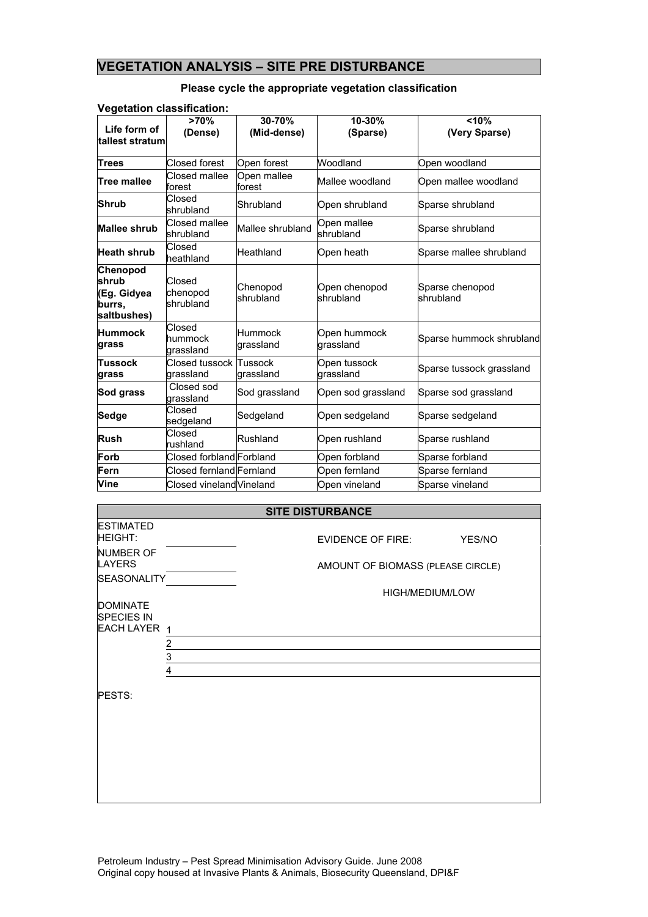# VEGETATION ANALYSIS – SITE PRE DISTURBANCE

**Please cycle the appropriate vegetation classification**

**Vegetation classification:**

| Life form of tallest stratum | >70% (Dense) | 30-70% (Mid-dense) | 10-30% (Sparse) | <10% (Very Sparse) |
|---|---|---|---|---|
| **Trees** | Closed forest | Open forest | Woodland | Open woodland |
| **Tree mallee** | Closed mallee forest | Open mallee forest | Mallee woodland | Open mallee woodland |
| **Shrub** | Closed shrubland | Shrubland | Open shrubland | Sparse shrubland |
| **Mallee shrub** | Closed mallee shrubland | Mallee shrubland | Open mallee shrubland | Sparse shrubland |
| **Heath shrub** | Closed heathland | Heathland | Open heath | Sparse mallee shrubland |
| **Chenopod shrub (Eg. Gidyea burrs, saltbushes)** | Closed chenopod shrubland | Chenopod shrubland | Open chenopod shrubland | Sparse chenopod shrubland |
| **Hummock grass** | Closed hummock grassland | Hummock grassland | Open hummock grassland | Sparse hummock shrubland |
| **Tussock grass** | Closed tussock grassland | Tussock grassland | Open tussock grassland | Sparse tussock grassland |
| **Sod grass** | Closed sod grassland | Sod grassland | Open sod grassland | Sparse sod grassland |
| **Sedge** | Closed sedgeland | Sedgeland | Open sedgeland | Sparse sedgeland |
| **Rush** | Closed rushland | Rushland | Open rushland | Sparse rushland |
| **Forb** | Closed forbland | Forbland | Open forbland | Sparse forbland |
| **Fern** | Closed fernland | Fernland | Open fernland | Sparse fernland |
| **Vine** | Closed vineland | Vineland | Open vineland | Sparse vineland |

## SITE DISTURBANCE

ESTIMATED HEIGHT: ____________ EVIDENCE OF FIRE: YES/NO

NUMBER OF LAYERS ____________ AMOUNT OF BIOMASS (PLEASE CIRCLE)

SEASONALITY ____________

HIGH/MEDIUM/LOW

DOMINATE SPECIES IN EACH LAYER

1 ____________

2 ____________

3 ____________

4 ____________

PESTS:

Petroleum Industry – Pest Spread Minimisation Advisory Guide. June 2008
Original copy housed at Invasive Plants & Animals, Biosecurity Queensland, DPI&F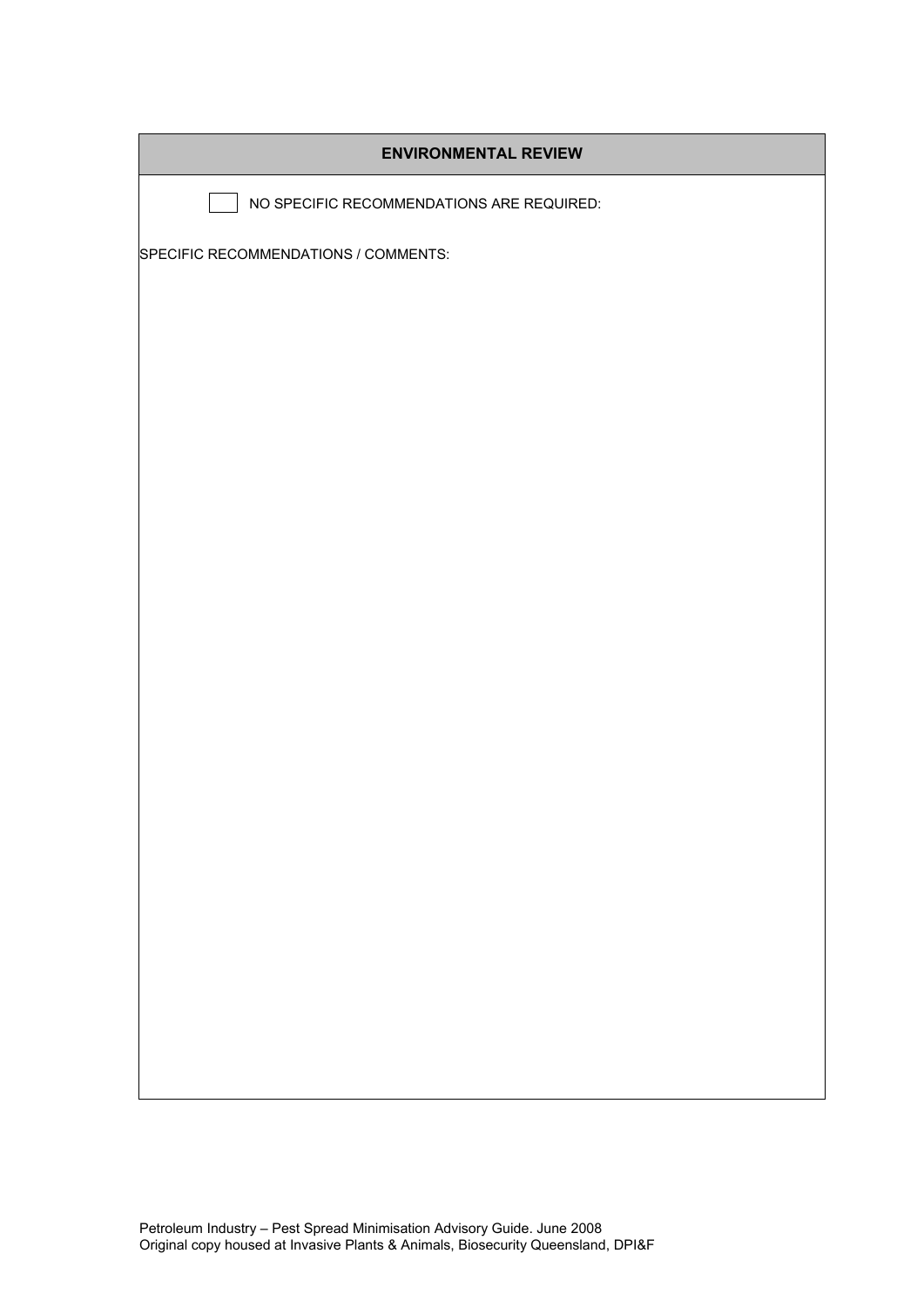## ENVIRONMENTAL REVIEW

☐ NO SPECIFIC RECOMMENDATIONS ARE REQUIRED:

SPECIFIC RECOMMENDATIONS / COMMENTS: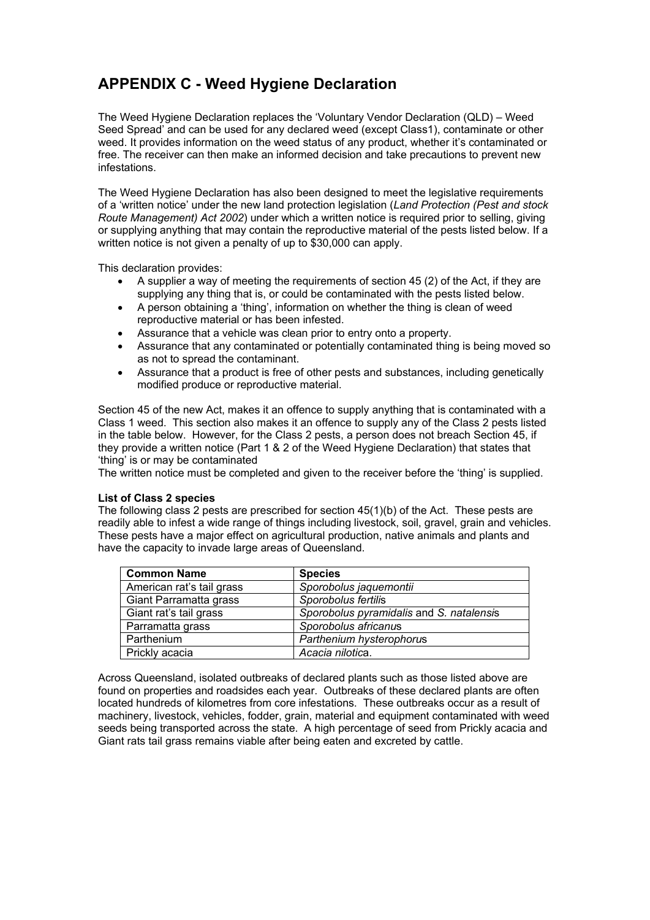# APPENDIX C - Weed Hygiene Declaration

The Weed Hygiene Declaration replaces the 'Voluntary Vendor Declaration (QLD) – Weed Seed Spread' and can be used for any declared weed (except Class1), contaminate or other weed. It provides information on the weed status of any product, whether it's contaminated or free. The receiver can then make an informed decision and take precautions to prevent new infestations.

The Weed Hygiene Declaration has also been designed to meet the legislative requirements of a 'written notice' under the new land protection legislation (*Land Protection (Pest and stock Route Management) Act 2002*) under which a written notice is required prior to selling, giving or supplying anything that may contain the reproductive material of the pests listed below. If a written notice is not given a penalty of up to $30,000 can apply.

This declaration provides:

- A supplier a way of meeting the requirements of section 45 (2) of the Act, if they are supplying any thing that is, or could be contaminated with the pests listed below.
- A person obtaining a 'thing', information on whether the thing is clean of weed reproductive material or has been infested.
- Assurance that a vehicle was clean prior to entry onto a property.
- Assurance that any contaminated or potentially contaminated thing is being moved so as not to spread the contaminant.
- Assurance that a product is free of other pests and substances, including genetically modified produce or reproductive material.

Section 45 of the new Act, makes it an offence to supply anything that is contaminated with a Class 1 weed. This section also makes it an offence to supply any of the Class 2 pests listed in the table below. However, for the Class 2 pests, a person does not breach Section 45, if they provide a written notice (Part 1 & 2 of the Weed Hygiene Declaration) that states that 'thing' is or may be contaminated

The written notice must be completed and given to the receiver before the 'thing' is supplied.

**List of Class 2 species**

The following class 2 pests are prescribed for section 45(1)(b) of the Act. These pests are readily able to infest a wide range of things including livestock, soil, gravel, grain and vehicles. These pests have a major effect on agricultural production, native animals and plants and have the capacity to invade large areas of Queensland.

| Common Name | Species |
|---|---|
| American rat's tail grass | *Sporobolus jaquemontii* |
| Giant Parramatta grass | *Sporobolus fertilis* |
| Giant rat's tail grass | *Sporobolus pyramidalis* and *S. natalensis* |
| Parramatta grass | *Sporobolus africanus* |
| Parthenium | *Parthenium hysterophorus* |
| Prickly acacia | *Acacia nilotica*. |

Across Queensland, isolated outbreaks of declared plants such as those listed above are found on properties and roadsides each year. Outbreaks of these declared plants are often located hundreds of kilometres from core infestations. These outbreaks occur as a result of machinery, livestock, vehicles, fodder, grain, material and equipment contaminated with weed seeds being transported across the state. A high percentage of seed from Prickly acacia and Giant rats tail grass remains viable after being eaten and excreted by cattle.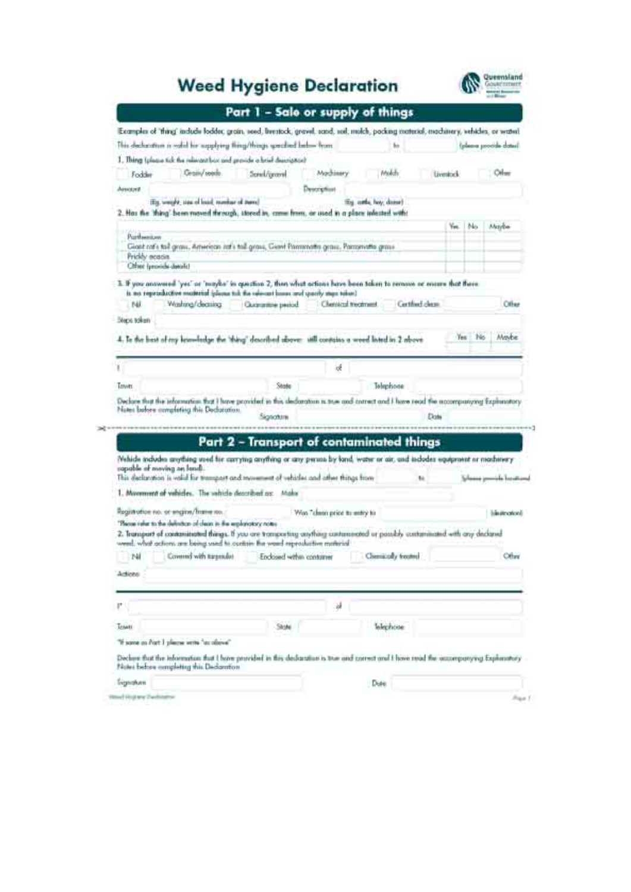# Weed Hygiene Declaration

## Part 1 – Sale or supply of things

(Examples of 'thing' include fodder, grain, seed, livestock, gravel, sand, soil, mulch, packing material, machinery, vehicles, or water)

This declaration is valid for supplying thing/things specified below from ____________ to ____________ (please provide dates)

**1. Thing** (please tick the relevant box and provide a brief description)

☐ Fodder ☐ Grain/seeds ☐ Sand/gravel ☐ Machinery ☐ Mulch ☐ Livestock ☐ Other

Amount ____________ Description ____________

(Eg. weight, size of load, number of items) (Eg. cattle, hay, dozer)

**2. Has the 'thing' been moved through, stored in, come from, or used in a place infested with:**

| | Yes | No | Maybe |
|---|---|---|---|
| Parthenium | | | |
| Giant rat's tail grass, American rat's tail grass, Giant Parramatta grass, Parramatta grass | | | |
| Prickly acacia | | | |
| Other (provide details) | | | |

**3. If you answered 'yes' or 'maybe' in question 2, then what actions have been taken to remove or ensure that there is no reproductive material** (please tick the relevant boxes and specify steps taken)

☐ Nil ☐ Washing/cleaning ☐ Quarantine period ☐ Chemical treatment ☐ Certified clean ☐ Other

Steps taken ____________

**4. To the best of my knowledge the 'thing' described above: still contains a weed listed in 2 above** ☐ Yes ☐ No ☐ Maybe

I ____________ of ____________

Town ____________ State ____________ Telephone ____________

Declare that the information that I have provided in this declaration is true and correct and I have read the accompanying Explanatory Notes before completing this Declaration.

Signature ____________ Date ____________

## Part 2 – Transport of contaminated things

(Vehicle includes anything used for carrying anything or any person by land, water or air, and includes equipment or machinery capable of moving on land).

This declaration is valid for transport and movement of vehicles and other things from ____________ to ____________ (please provide locations)

**1. Movement of vehicles.** The vehicle described as: Make ____________

Registration no. or engine/frame no. ____________ Was *clean prior to entry to ____________ (destination)

*Please refer to the definition of clean in the explanatory notes

**2. Transport of contaminated things.** If you are transporting anything contaminated or possibly contaminated with any declared weed, what actions are being used to contain the weed reproductive material

☐ Nil ☐ Covered with tarpaulin ☐ Enclosed within container ☐ Chemically treated ☐ Other

Actions ____________

I* ____________ of ____________

Town ____________ State ____________ Telephone ____________

*If same as Part 1 please write "as above"

Declare that the information that I have provided in this declaration is true and correct and I have read the accompanying Explanatory Notes before completing this Declaration

Signature ____________ Date ____________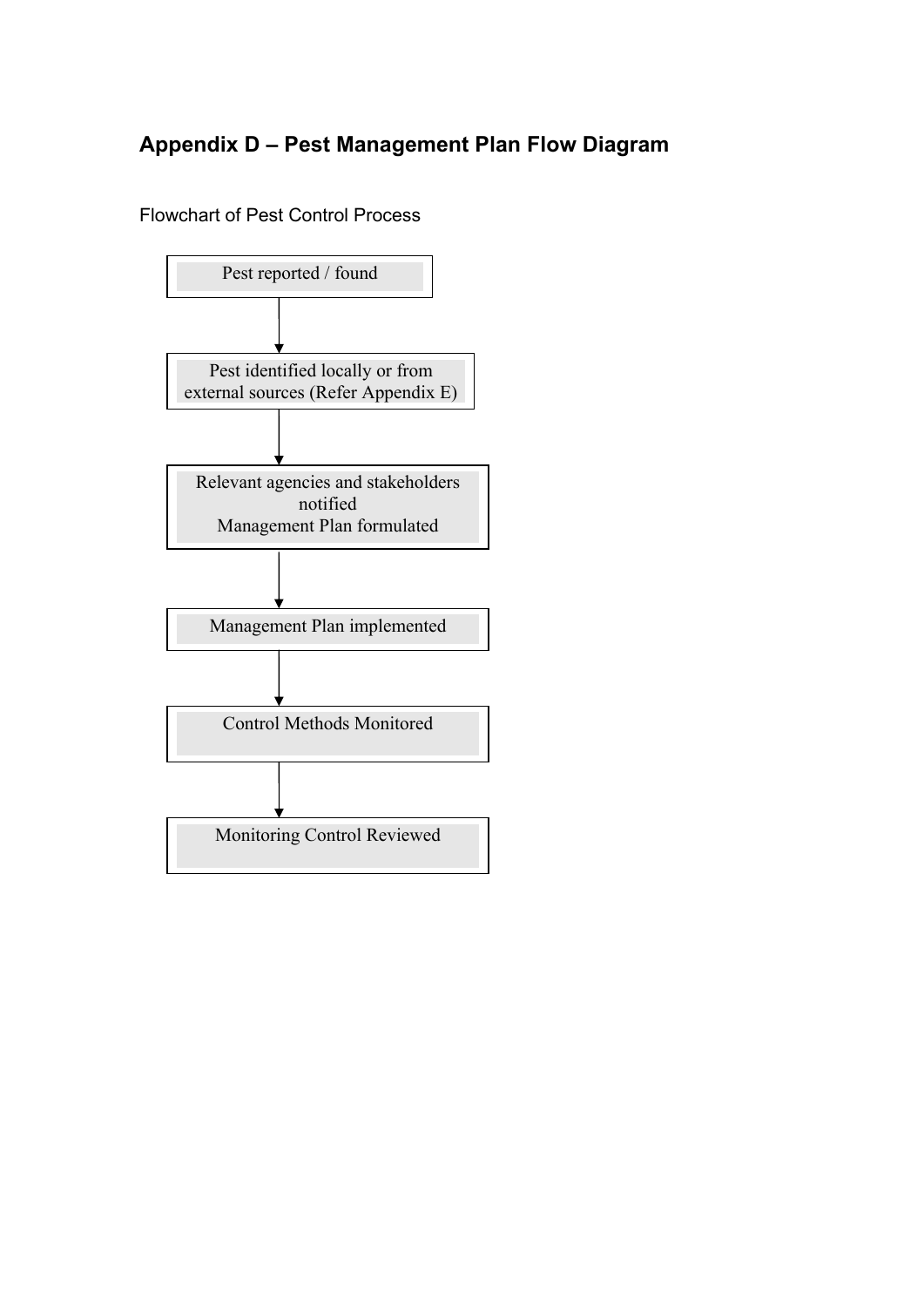## Appendix D – Pest Management Plan Flow Diagram

Flowchart of Pest Control Process

Pest reported / found

↓

Pest identified locally or from external sources (Refer Appendix E)

↓

Relevant agencies and stakeholders notified
Management Plan formulated

↓

Management Plan implemented

↓

Control Methods Monitored

↓

Monitoring Control Reviewed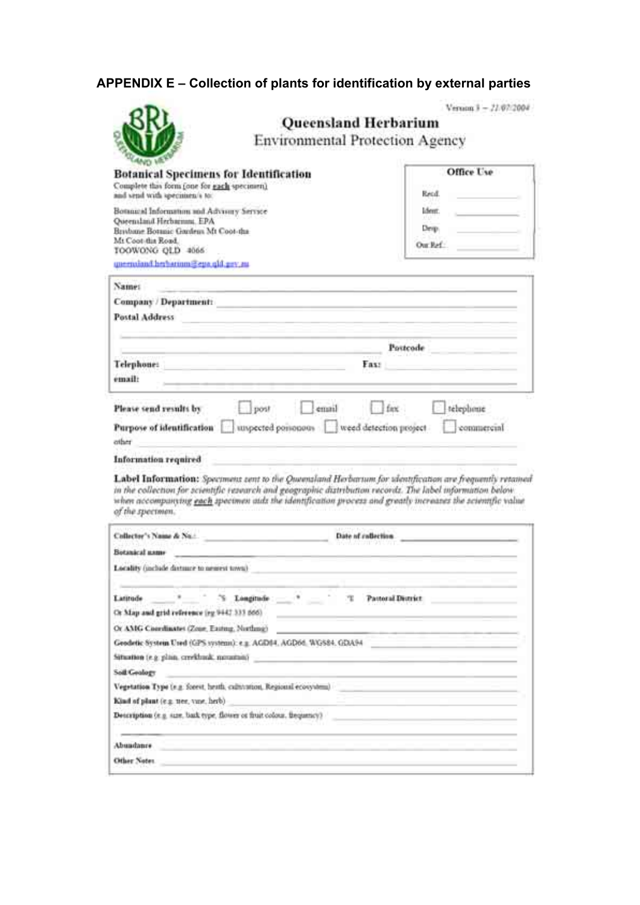## APPENDIX E – Collection of plants for identification by external parties

Version 3 – 21/07/2004

**Queensland Herbarium**
Environmental Protection Agency

### Botanical Specimens for Identification

Complete this form (one for **each** specimen) and send with specimen/s to:

Botanical Information and Advisory Service
Queensland Herbarium, EPA
Brisbane Botanic Gardens Mt Coot-tha
Mt Coot-tha Road,
TOOWONG QLD 4066
queensland.herbarium@epa.qld.gov.au

| Office Use | |
|---|---|
| Recd. | |
| Ident. | |
| Dep. | |
| Our Ref.: | |

**Name:** ____________________

**Company / Department:** ____________________

**Postal Address** ____________________

____________________ **Postcode** ____________________

**Telephone:** ____________________ **Fax:** ____________________

**email:** ____________________

**Please send results by** ☐ post ☐ email ☐ fax ☐ telephone

**Purpose of identification** ☐ suspected poisonous ☐ weed detection project ☐ commercial

other ____________________

**Information required** ____________________

**Label Information:** *Specimens sent to the Queensland Herbarium for identification are frequently retained in the collection for scientific research and geographic distribution records. The label information below when accompanying **each** specimen aids the identification process and greatly increases the scientific value of the specimen.*

**Collector's Name & No.:** ____________________ **Date of collection** ____________________

**Botanical name** ____________________

**Locality** (include distance to nearest town) ____________________

____________________

**Latitude** ____ ° ____ ' ____ "S **Longitude** ____ ° ____ ' ____ "E **Pastoral District** ____________________

Or **Map and grid reference** (eg 9442 333 666) ____________________

Or **AMG Coordinates** (Zone, Easting, Northing) ____________________

**Geodetic System Used** (GPS systems): e.g. AGD84, AGD66, WGS84, GDA94 ____________________

**Situation** (e.g. plain, creekbank, mountain) ____________________

**Soil/Geology** ____________________

**Vegetation Type** (e.g. forest, heath, cultivation, Regional ecosystem) ____________________

**Kind of plant** (e.g. tree, vine, herb) ____________________

**Description** (e.g. size, bark type, flower or fruit colour, frequency) ____________________

____________________

**Abundance** ____________________

**Other Notes** ____________________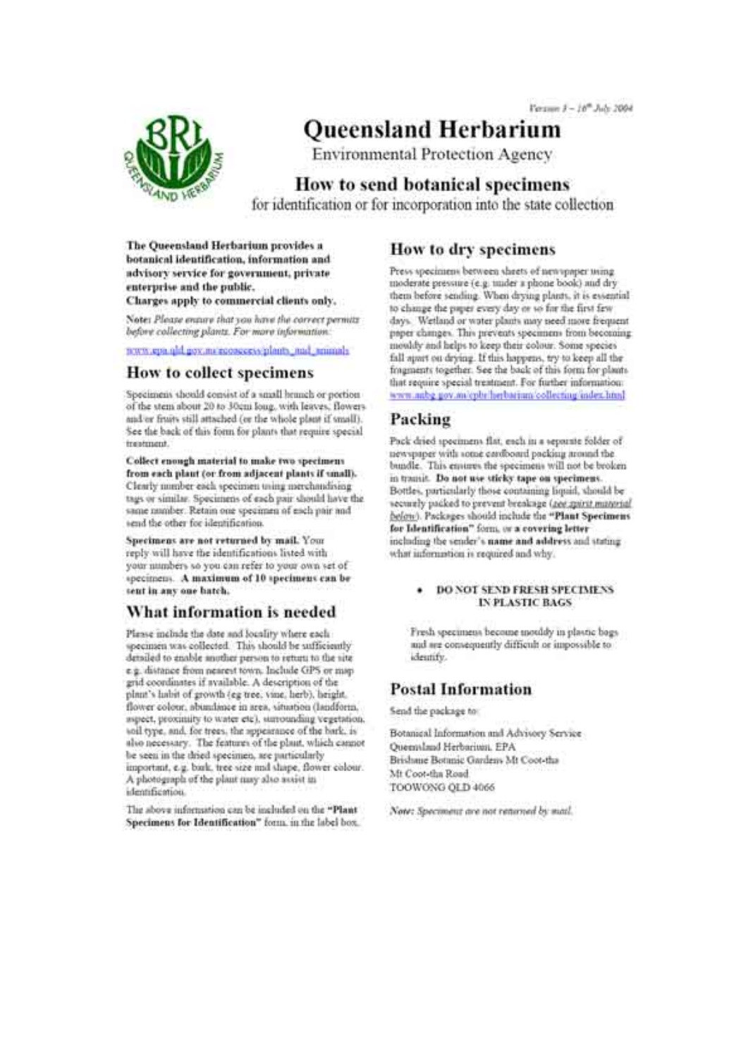Version 3 – 16th July 2004

# Queensland Herbarium

Environmental Protection Agency

## How to send botanical specimens

for identification or for incorporation into the state collection

**The Queensland Herbarium provides a botanical identification, information and advisory service for government, private enterprise and the public.**
**Charges apply to commercial clients only.**

*Note: Please ensure that you have the correct permits before collecting plants. For more information:*

www.epa.qld.gov.au/ecoaccess/plants_and_animals

## How to collect specimens

Specimens should consist of a small branch or portion of the stem about 20 to 30cm long, with leaves, flowers and/or fruits still attached (or the whole plant if small). See the back of this form for plants that require special treatment.

**Collect enough material to make two specimens from each plant (or from adjacent plants if small).** Clearly number each specimen using merchandising tags or similar. Specimens of each pair should have the same number. Retain one specimen of each pair and send the other for identification.

**Specimens are not returned by mail.** Your reply will have the identifications listed with your numbers so you can refer to your own set of specimens. **A maximum of 10 specimens can be sent in any one batch.**

## What information is needed

Please include the date and locality where each specimen was collected. This should be sufficiently detailed to enable another person to return to the site e.g. distance from nearest town. Include GPS or map grid coordinates if available. A description of the plant's habit of growth (eg tree, vine, herb), height, flower colour, abundance in area, situation (landform, aspect, proximity to water etc), surrounding vegetation, soil type, and, for trees, the appearance of the bark, is also necessary. The features of the plant, which cannot be seen in the dried specimen, are particularly important, e.g. bark, tree size and shape, flower colour. A photograph of the plant may also assist in identification.

The above information can be included on the **"Plant Specimens for Identification"** form, in the label box.

## How to dry specimens

Press specimens between sheets of newspaper using moderate pressure (e.g. under a phone book) and dry them before sending. When drying plants, it is essential to change the paper every day or so for the first few days. Wetland or water plants may need more frequent paper changes. This prevents specimens from becoming mouldy and helps to keep their colour. Some species fall apart on drying. If this happens, try to keep all the fragments together. See the back of this form for plants that require special treatment. For further information: www.anbg.gov.au/cpbr/herbarium/collecting/index.html

## Packing

Pack dried specimens flat, each in a separate folder of newspaper with some cardboard packing around the bundle. This ensures the specimens will not be broken in transit. **Do not use sticky tape on specimens.** Bottles, particularly those containing liquid, should be securely packed to prevent breakage (*see spirit material below*). Packages should include the **"Plant Specimens for Identification"** form, or **a covering letter** including the sender's **name and address** and stating what information is required and why.

- **DO NOT SEND FRESH SPECIMENS IN PLASTIC BAGS**

Fresh specimens become mouldy in plastic bags and are consequently difficult or impossible to identify.

## Postal Information

Send the package to:

Botanical Information and Advisory Service
Queensland Herbarium, EPA
Brisbane Botanic Gardens Mt Coot-tha
Mt Coot-tha Road
TOOWONG QLD 4066

*Note: Specimens are not returned by mail.*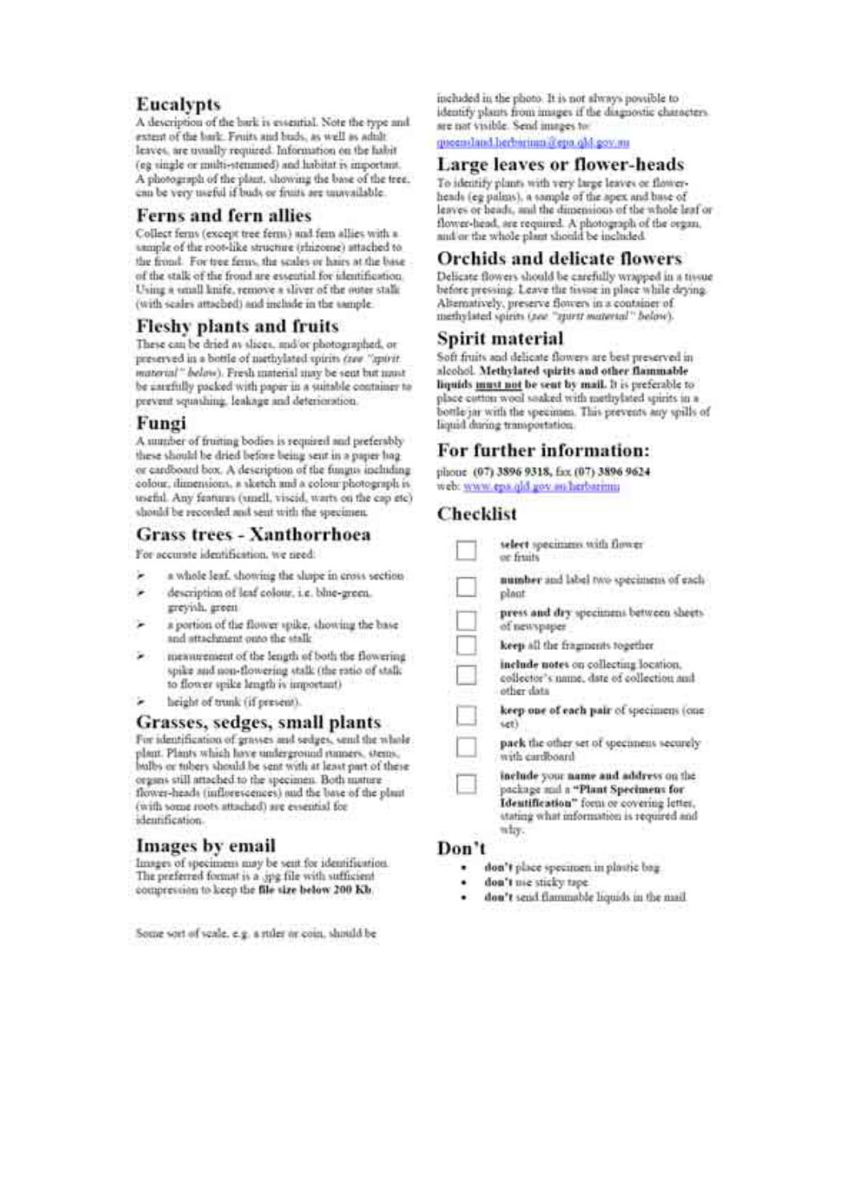## Eucalypts

A description of the bark is essential. Note the type and extent of the bark. Fruits and buds, as well as adult leaves, are usually required. Information on the habit (eg single or multi-stemmed) and habitat is important. A photograph of the plant, showing the base of the tree, can be very useful if buds or fruits are unavailable.

## Ferns and fern allies

Collect ferns (except tree ferns) and fern allies with a sample of the root-like structure (rhizome) attached to the frond. For tree ferns, the scales or hairs at the base of the stalk of the frond are essential for identification. Using a small knife, remove a sliver of the outer stalk (with scales attached) and include in the sample.

## Fleshy plants and fruits

These can be dried as slices, and/or photographed, or preserved in a bottle of methylated spirits *(see "spirit material" below)*. Fresh material may be sent but must be carefully packed with paper in a suitable container to prevent squashing, leakage and deterioration.

## Fungi

A number of fruiting bodies is required and preferably these should be dried before being sent in a paper bag or cardboard box. A description of the fungus including colour, dimensions, a sketch and a colour photograph is useful. Any features (smell, viscid, warts on the cap etc) should be recorded and sent with the specimen.

## Grass trees - Xanthorrhoea

For accurate identification, we need:

- a whole leaf, showing the shape in cross section
- description of leaf colour, i.e. blue-green, greyish, green
- a portion of the flower spike, showing the base and attachment onto the stalk
- measurement of the length of both the flowering spike and non-flowering stalk (the ratio of stalk to flower spike length is important)
- height of trunk (if present).

## Grasses, sedges, small plants

For identification of grasses and sedges, send the whole plant. Plants which have underground runners, stems, bulbs or tubers should be sent with at least part of these organs still attached to the specimen. Both mature flower-heads (inflorescences) and the base of the plant (with some roots attached) are essential for identification.

## Images by email

Images of specimens may be sent for identification. The preferred format is a .jpg file with sufficient compression to keep the **file size below 200 Kb**.

Some sort of scale, e.g. a ruler or coin, should be included in the photo. It is not always possible to identify plants from images if the diagnostic characters are not visible. Send images to:

queensland.herbarium@epa.qld.gov.au

## Large leaves or flower-heads

To identify plants with very large leaves or flower-heads (eg palms), a sample of the apex and base of leaves or heads, and the dimensions of the whole leaf or flower-head, are required. A photograph of the organ, and/or the whole plant should be included.

## Orchids and delicate flowers

Delicate flowers should be carefully wrapped in a tissue before pressing. Leave the tissue in place while drying. Alternatively, preserve flowers in a container of methylated spirits *(see "spirit material" below)*.

## Spirit material

Soft fruits and delicate flowers are best preserved in alcohol. **Methylated spirits and other flammable liquids <u>must not</u> be sent by mail.** It is preferable to place cotton wool soaked with methylated spirits in a bottle/jar with the specimen. This prevents any spills of liquid during transportation.

## For further information:

phone **(07) 3896 9318**, fax **(07) 3896 9624**
web: www.epa.qld.gov.au/herbarium

## Checklist

- ☐ **select** specimens with flower or fruits
- ☐ **number** and label two specimens of each plant
- ☐ **press and dry** specimens between sheets of newspaper
- ☐ **keep** all the fragments together
- ☐ **include notes** on collecting location, collector's name, date of collection and other data
- ☐ **keep one of each pair** of specimens (one set)
- ☐ **pack** the other set of specimens securely with cardboard
- ☐ **include** your **name and address** on the package and a **"Plant Specimens for Identification"** form or covering letter, stating what information is required and why.

## Don't

- **don't** place specimen in plastic bag
- **don't** use sticky tape
- **don't** send flammable liquids in the mail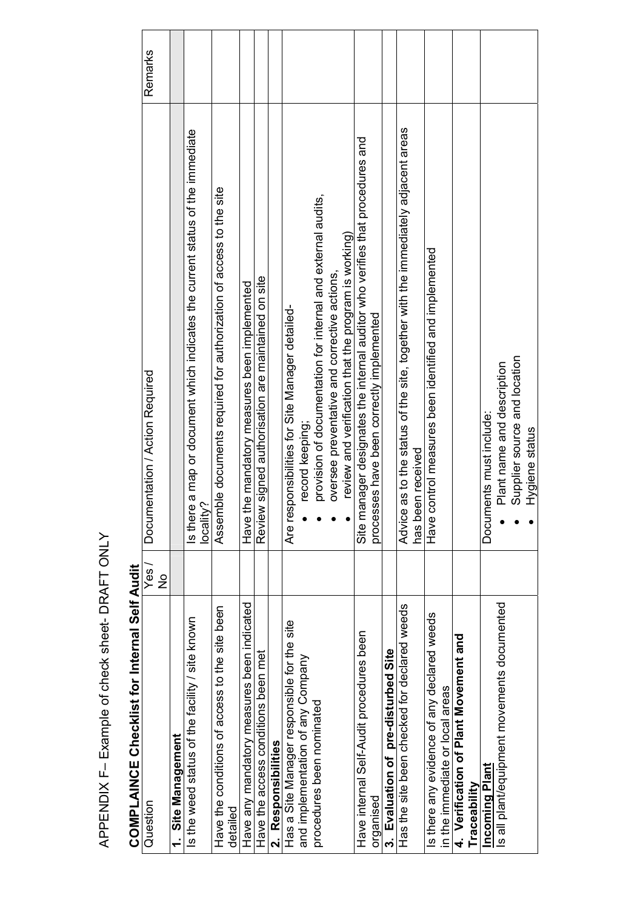APPENDIX F– Example of check sheet- DRAFT ONLY

## COMPLAINCE Checklist for Internal Self Audit

| Question | Yes / No | Documentation / Action Required | Remarks |
|---|---|---|---|
| **1. Site Management** | | | |
| Is the weed status of the facility / site known | | Is there a map or document which indicates the current status of the immediate locality? | |
| Have the conditions of access to the site been detailed | | Assemble documents required for authorization of access to the site | |
| Have any mandatory measures been indicated | | Have the mandatory measures been implemented | |
| Have the access conditions been met | | Review signed authorisation are maintained on site | |
| **2. Responsibilities** | | | |
| Has a Site Manager responsible for the site and implementation of any Company procedures been nominated | | Are responsibilities for Site Manager detailed- <br>• record keeping; <br>• provision of documentation for internal and external audits, <br>• oversee preventative and corrective actions, <br>• review and verification that the program is working) | |
| Have internal Self-Audit procedures been organised | | Site manager designates the internal auditor who verifies that procedures and processes have been correctly implemented | |
| **3. Evaluation of pre-disturbed Site** | | | |
| Has the site been checked for declared weeds | | Advice as to the status of the site, together with the immediately adjacent areas has been received | |
| Is there any evidence of any declared weeds in the immediate or local areas | | Have control measures been identified and implemented | |
| **4. Verification of Plant Movement and Traceability** | | | |
| **Incoming Plant**<br>Is all plant/equipment movements documented | | Documents must include: <br>• Plant name and description <br>• Supplier source and location <br>• Hygiene status | |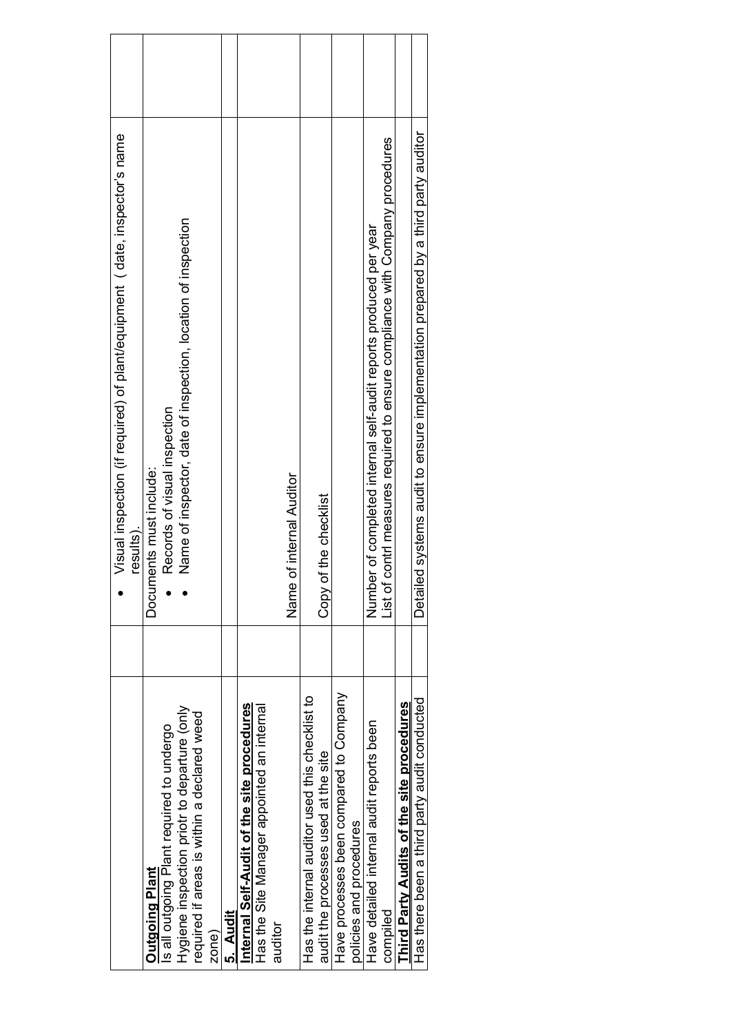| | | | |
|---|---|---|---|
| | | • Visual inspection (if required) of plant/equipment ( date, inspector's name results). | |
| **Outgoing Plant**<br>Is all outgoing Plant required to undergo Hygiene inspection priotr to departure (only required if areas is within a declared weed zone) | | Documents must include:<br>• Records of visual inspection<br>• Name of inspector, date of inspection, location of inspection | |
| **5. Audit** | | | |
| **Internal Self-Audit of the site procedures**<br>Has the Site Manager appointed an internal auditor | | Name of internal Auditor | |
| Has the internal auditor used this checklist to audit the processes used at the site | | Copy of the checklist | |
| Have processes been compared to Company policies and procedures | | | |
| Have detailed internal audit reports been compiled | | Number of completed internal self-audit reports produced per year<br>List of contrl measures required to ensure compliance with Company procedures | |
| **Third Party Audits of the site procedures** | | | |
| Has there been a third party audit conducted | | Detailed systems audit to ensure implementation prepared by a third party auditor | |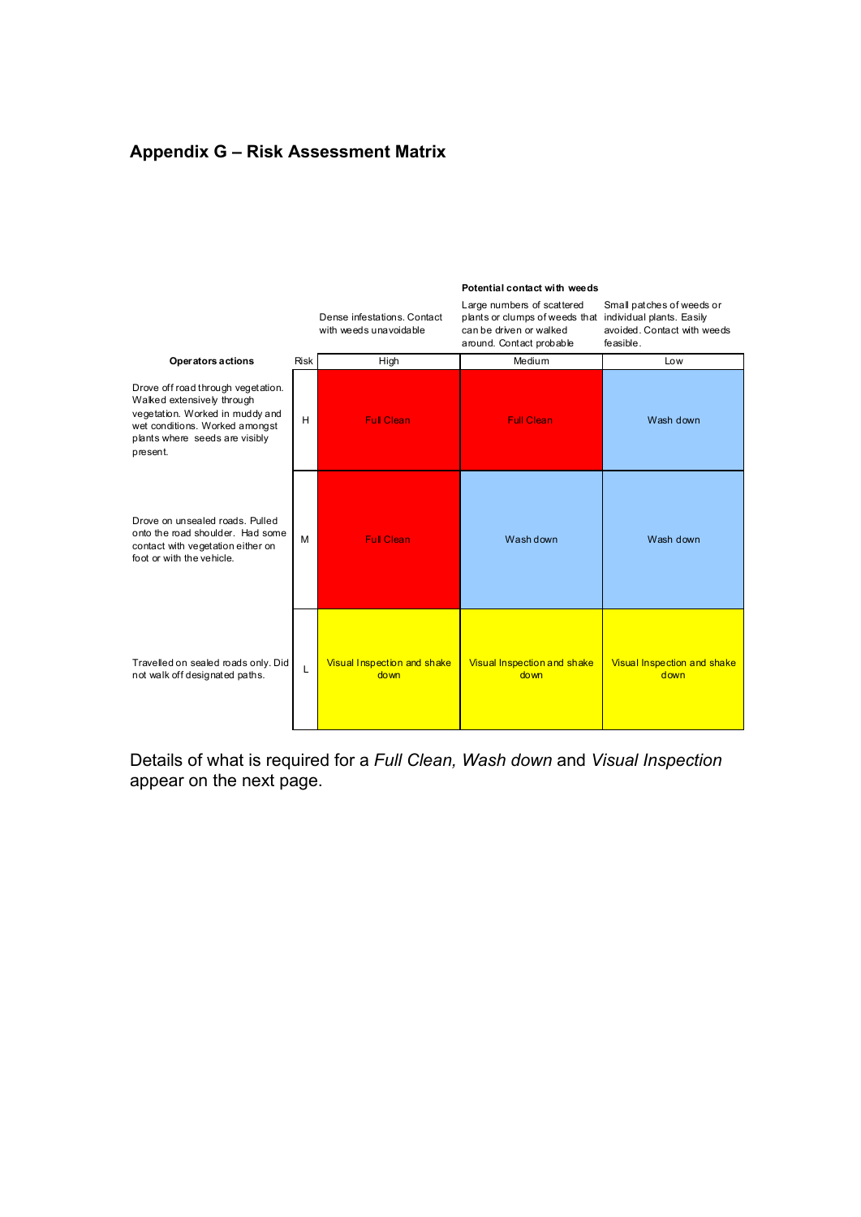## Appendix G – Risk Assessment Matrix

| | | Potential contact with weeds | | |
|---|---|---|---|---|
| | | Dense infestations. Contact with weeds unavoidable | Large numbers of scattered plants or clumps of weeds that can be driven or walked around. Contact probable | Small patches of weeds or individual plants. Easily avoided. Contact with weeds feasible. |
| **Operators actions** | Risk | High | Medium | Low |
| Drove off road through vegetation. Walked extensively through vegetation. Worked in muddy and wet conditions. Worked amongst plants where seeds are visibly present. | H | Full Clean | Full Clean | Wash down |
| Drove on unsealed roads. Pulled onto the road shoulder. Had some contact with vegetation either on foot or with the vehicle. | M | Full Clean | Wash down | Wash down |
| Travelled on sealed roads only. Did not walk off designated paths. | L | Visual Inspection and shake down | Visual Inspection and shake down | Visual Inspection and shake down |

Details of what is required for a *Full Clean, Wash down* and *Visual Inspection* appear on the next page.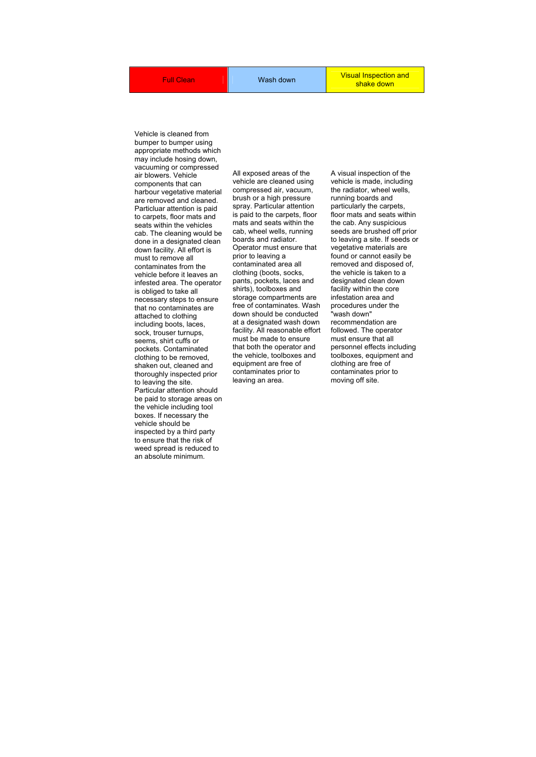| Full Clean | Wash down | Visual Inspection and shake down |
|---|---|---|
| Vehicle is cleaned from bumper to bumper using appropriate methods which may include hosing down, vacuuming or compressed air blowers. Vehicle components that can harbour vegetative material are removed and cleaned. Particluar attention is paid to carpets, floor mats and seats within the vehicles cab. The cleaning would be done in a designated clean down facility. All effort is must to remove all contaminates from the vehicle before it leaves an infested area. The operator is obliged to take all necessary steps to ensure that no contaminates are attached to clothing including boots, laces, sock, trouser turnups, seems, shirt cuffs or pockets. Contaminated clothing to be removed, shaken out, cleaned and thoroughly inspected prior to leaving the site. Particular attention should be paid to storage areas on the vehicle including tool boxes. If necessary the vehicle should be inspected by a third party to ensure that the risk of weed spread is reduced to an absolute minimum. | All exposed areas of the vehicle are cleaned using compressed air, vacuum, brush or a high pressure spray. Particular attention is paid to the carpets, floor mats and seats within the cab, wheel wells, running boards and radiator. Operator must ensure that prior to leaving a contaminated area all clothing (boots, socks, pants, pockets, laces and shirts), toolboxes and storage compartments are free of contaminates. Wash down should be conducted at a designated wash down facility. All reasonable effort must be made to ensure that both the operator and the vehicle, toolboxes and equipment are free of contaminates prior to leaving an area. | A visual inspection of the vehicle is made, including the radiator, wheel wells, running boards and particularly the carpets, floor mats and seats within the cab. Any suspicious seeds are brushed off prior to leaving a site. If seeds or vegetative materials are found or cannot easily be removed and disposed of, the vehicle is taken to a designated clean down facility within the core infestation area and procedures under the "wash down" recommendation are followed. The operator must ensure that all personnel effects including toolboxes, equipment and clothing are free of contaminates prior to moving off site. |